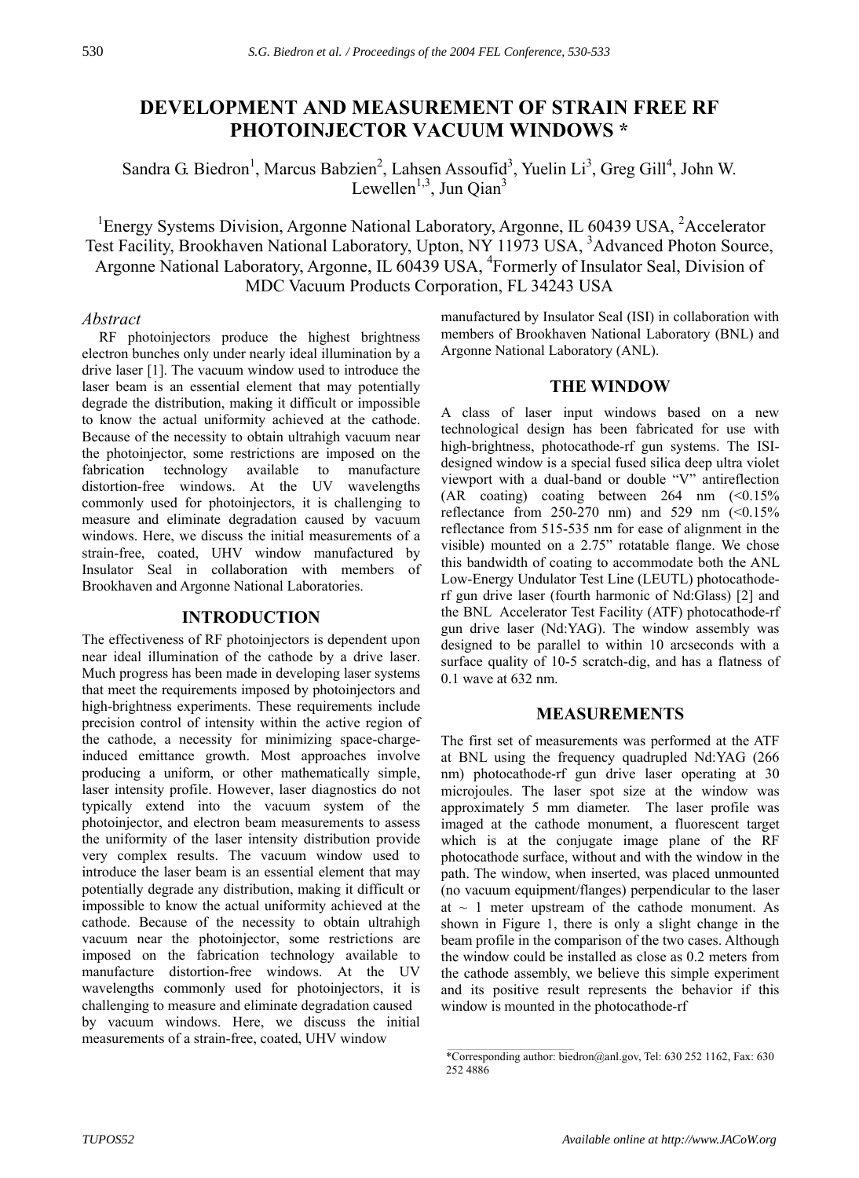# DEVELOPMENT AND MEASUREMENT OF STRAIN FREE RF PHOTOINJECTOR VACUUM WINDOWS *

Sandra G. Biedron[1], Marcus Babzien[2], Lahsen Assoufid[3], Yuelin Li[3], Greg Gill[4], John W. Lewellen[1,3], Jun Qian[3]

[1]Energy Systems Division, Argonne National Laboratory, Argonne, IL 60439 USA, [2]Accelerator Test Facility, Brookhaven National Laboratory, Upton, NY 11973 USA, [3]Advanced Photon Source, Argonne National Laboratory, Argonne, IL 60439 USA, [4]Formerly of Insulator Seal, Division of MDC Vacuum Products Corporation, FL 34243 USA

### *Abstract*

RF photoinjectors produce the highest brightness electron bunches only under nearly ideal illumination by a drive laser [1]. The vacuum window used to introduce the laser beam is an essential element that may potentially degrade the distribution, making it difficult or impossible to know the actual uniformity achieved at the cathode. Because of the necessity to obtain ultrahigh vacuum near the photoinjector, some restrictions are imposed on the fabrication technology available to manufacture distortion-free windows. At the UV wavelengths commonly used for photoinjectors, it is challenging to measure and eliminate degradation caused by vacuum windows. Here, we discuss the initial measurements of a strain-free, coated, UHV window manufactured by Insulator Seal in collaboration with members of Brookhaven and Argonne National Laboratories.

## INTRODUCTION

The effectiveness of RF photoinjectors is dependent upon near ideal illumination of the cathode by a drive laser. Much progress has been made in developing laser systems that meet the requirements imposed by photoinjectors and high-brightness experiments. These requirements include precision control of intensity within the active region of the cathode, a necessity for minimizing space-charge-induced emittance growth. Most approaches involve producing a uniform, or other mathematically simple, laser intensity profile. However, laser diagnostics do not typically extend into the vacuum system of the photoinjector, and electron beam measurements to assess the uniformity of the laser intensity distribution provide very complex results. The vacuum window used to introduce the laser beam is an essential element that may potentially degrade any distribution, making it difficult or impossible to know the actual uniformity achieved at the cathode. Because of the necessity to obtain ultrahigh vacuum near the photoinjector, some restrictions are imposed on the fabrication technology available to manufacture distortion-free windows. At the UV wavelengths commonly used for photoinjectors, it is challenging to measure and eliminate degradation caused by vacuum windows. Here, we discuss the initial measurements of a strain-free, coated, UHV window manufactured by Insulator Seal (ISI) in collaboration with members of Brookhaven National Laboratory (BNL) and Argonne National Laboratory (ANL).

## THE WINDOW

A class of laser input windows based on a new technological design has been fabricated for use with high-brightness, photocathode-rf gun systems. The ISI-designed window is a special fused silica deep ultra violet viewport with a dual-band or double "V" antireflection (AR coating) coating between 264 nm (<0.15% reflectance from 250-270 nm) and 529 nm (<0.15% reflectance from 515-535 nm for ease of alignment in the visible) mounted on a 2.75" rotatable flange. We chose this bandwidth of coating to accommodate both the ANL Low-Energy Undulator Test Line (LEUTL) photocathode-rf gun drive laser (fourth harmonic of Nd:Glass) [2] and the BNL Accelerator Test Facility (ATF) photocathode-rf gun drive laser (Nd:YAG). The window assembly was designed to be parallel to within 10 arcseconds with a surface quality of 10-5 scratch-dig, and has a flatness of 0.1 wave at 632 nm.

## MEASUREMENTS

The first set of measurements was performed at the ATF at BNL using the frequency quadrupled Nd:YAG (266 nm) photocathode-rf gun drive laser operating at 30 microjoules. The laser spot size at the window was approximately 5 mm diameter. The laser profile was imaged at the cathode monument, a fluorescent target which is at the conjugate image plane of the RF photocathode surface, without and with the window in the path. The window, when inserted, was placed unmounted (no vacuum equipment/flanges) perpendicular to the laser at ~ 1 meter upstream of the cathode monument. As shown in Figure 1, there is only a slight change in the beam profile in the comparison of the two cases. Although the window could be installed as close as 0.2 meters from the cathode assembly, we believe this simple experiment and its positive result represents the behavior if this window is mounted in the photocathode-rf

*Corresponding author: biedron@anl.gov, Tel: 630 252 1162, Fax: 630 252 4886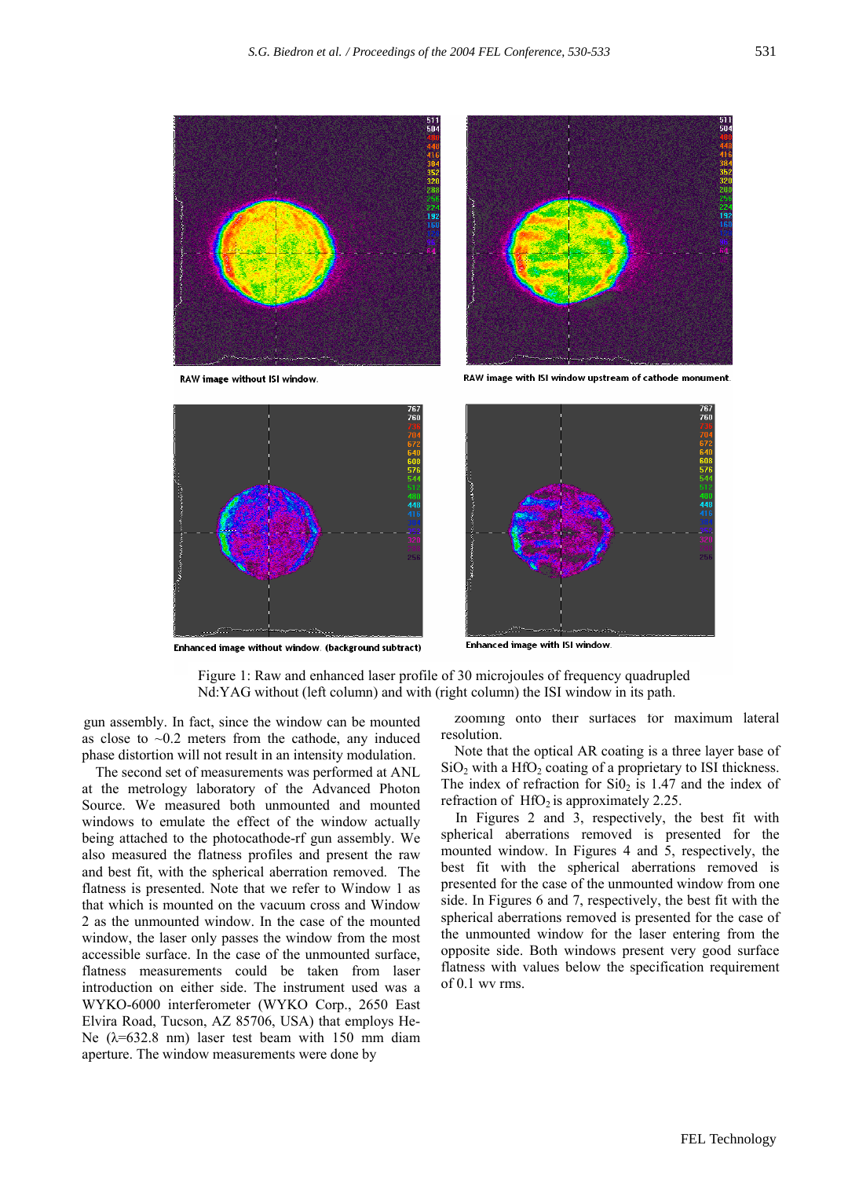RAW image without ISI window.

RAW image with ISI window upstream of cathode monument.

Enhanced image without window. (background subtract)

Enhanced image with ISI window.

Figure 1: Raw and enhanced laser profile of 30 microjoules of frequency quadrupled Nd:YAG without (left column) and with (right column) the ISI window in its path.

gun assembly. In fact, since the window can be mounted as close to ~0.2 meters from the cathode, any induced phase distortion will not result in an intensity modulation.

The second set of measurements was performed at ANL at the metrology laboratory of the Advanced Photon Source. We measured both unmounted and mounted windows to emulate the effect of the window actually being attached to the photocathode-rf gun assembly. We also measured the flatness profiles and present the raw and best fit, with the spherical aberration removed. The flatness is presented. Note that we refer to Window 1 as that which is mounted on the vacuum cross and Window 2 as the unmounted window. In the case of the mounted window, the laser only passes the window from the most accessible surface. In the case of the unmounted surface, flatness measurements could be taken from laser introduction on either side. The instrument used was a WYKO-6000 interferometer (WYKO Corp., 2650 East Elvira Road, Tucson, AZ 85706, USA) that employs He-Ne (λ=632.8 nm) laser test beam with 150 mm diam aperture. The window measurements were done by zooming onto their surfaces for maximum lateral resolution.

Note that the optical AR coating is a three layer base of $SiO_2$ with a $HfO_2$ coating of a proprietary to ISI thickness. The index of refraction for $Si0_2$ is 1.47 and the index of refraction of $HfO_2$ is approximately 2.25.

In Figures 2 and 3, respectively, the best fit with spherical aberrations removed is presented for the mounted window. In Figures 4 and 5, respectively, the best fit with the spherical aberrations removed is presented for the case of the unmounted window from one side. In Figures 6 and 7, respectively, the best fit with the spherical aberrations removed is presented for the case of the unmounted window for the laser entering from the opposite side. Both windows present very good surface flatness with values below the specification requirement of 0.1 wv rms.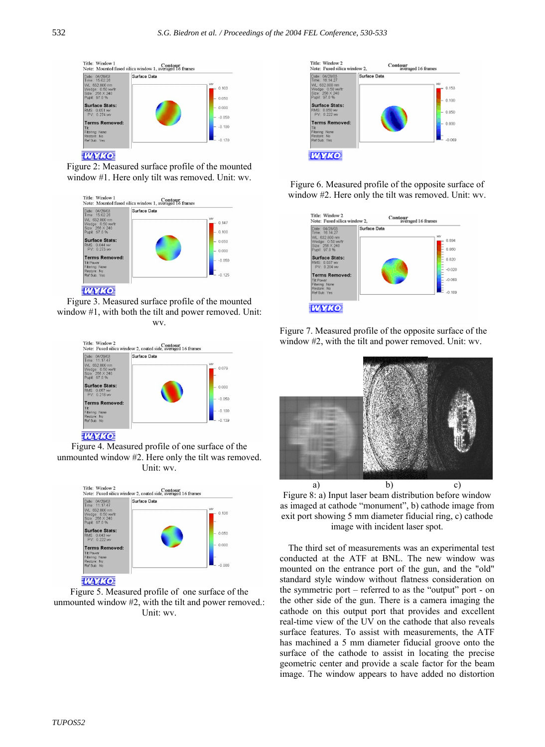Figure 2: Measured surface profile of the mounted window #1. Here only tilt was removed. Unit: wv.

Figure 3. Measured surface profile of the mounted window #1, with both the tilt and power removed. Unit: wv.

Figure 4. Measured profile of one surface of the unmounted window #2. Here only the tilt was removed. Unit: wv.

Figure 5. Measured profile of one surface of the unmounted window #2, with the tilt and power removed.: Unit: wv.

Figure 6. Measured profile of the opposite surface of window #2. Here only the tilt was removed. Unit: wv.

Figure 7. Measured profile of the opposite surface of the window #2, with the tilt and power removed. Unit: wv.

Figure 8: a) Input laser beam distribution before window as imaged at cathode "monument", b) cathode image from exit port showing 5 mm diameter fiducial ring, c) cathode image with incident laser spot.

The third set of measurements was an experimental test conducted at the ATF at BNL. The new window was mounted on the entrance port of the gun, and the "old" standard style window without flatness consideration on the symmetric port – referred to as the "output" port - on the other side of the gun. There is a camera imaging the cathode on this output port that provides and excellent real-time view of the UV on the cathode that also reveals surface features. To assist with measurements, the ATF has machined a 5 mm diameter fiducial groove onto the surface of the cathode to assist in locating the precise geometric center and provide a scale factor for the beam image. The window appears to have added no distortion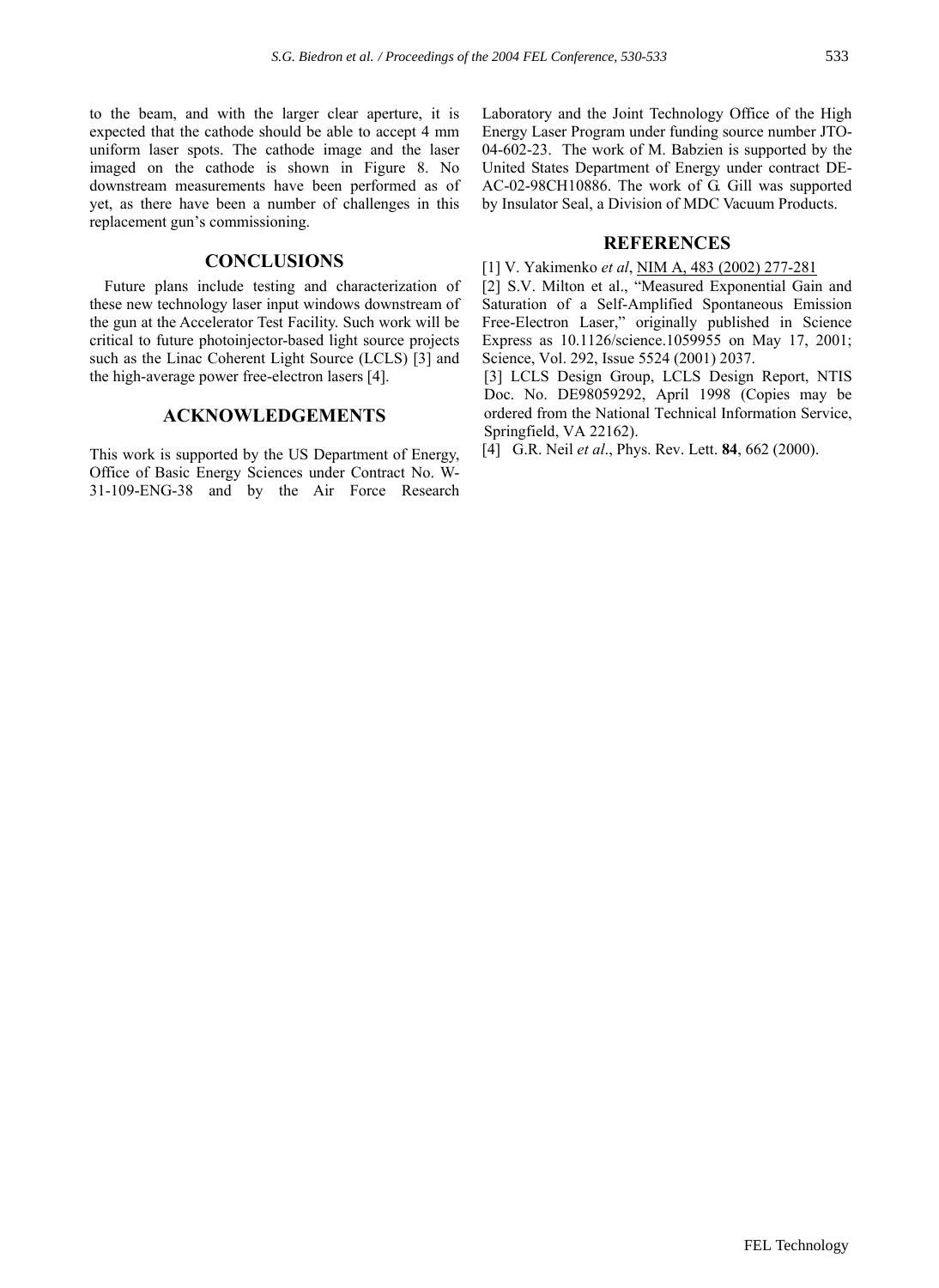to the beam, and with the larger clear aperture, it is expected that the cathode should be able to accept 4 mm uniform laser spots. The cathode image and the laser imaged on the cathode is shown in Figure 8. No downstream measurements have been performed as of yet, as there have been a number of challenges in this replacement gun's commissioning.

## CONCLUSIONS

Future plans include testing and characterization of these new technology laser input windows downstream of the gun at the Accelerator Test Facility. Such work will be critical to future photoinjector-based light source projects such as the Linac Coherent Light Source (LCLS) [3] and the high-average power free-electron lasers [4].

## ACKNOWLEDGEMENTS

This work is supported by the US Department of Energy, Office of Basic Energy Sciences under Contract No. W-31-109-ENG-38 and by the Air Force Research Laboratory and the Joint Technology Office of the High Energy Laser Program under funding source number JTO-04-602-23. The work of M. Babzien is supported by the United States Department of Energy under contract DE-AC-02-98CH10886. The work of G. Gill was supported by Insulator Seal, a Division of MDC Vacuum Products.

## REFERENCES

[1] V. Yakimenko *et al*, NIM A, 483 (2002) 277-281

[2] S.V. Milton et al., "Measured Exponential Gain and Saturation of a Self-Amplified Spontaneous Emission Free-Electron Laser," originally published in Science Express as 10.1126/science.1059955 on May 17, 2001; Science, Vol. 292, Issue 5524 (2001) 2037.

[3] LCLS Design Group, LCLS Design Report, NTIS Doc. No. DE98059292, April 1998 (Copies may be ordered from the National Technical Information Service, Springfield, VA 22162).

[4] G.R. Neil *et al*., Phys. Rev. Lett. **84**, 662 (2000).